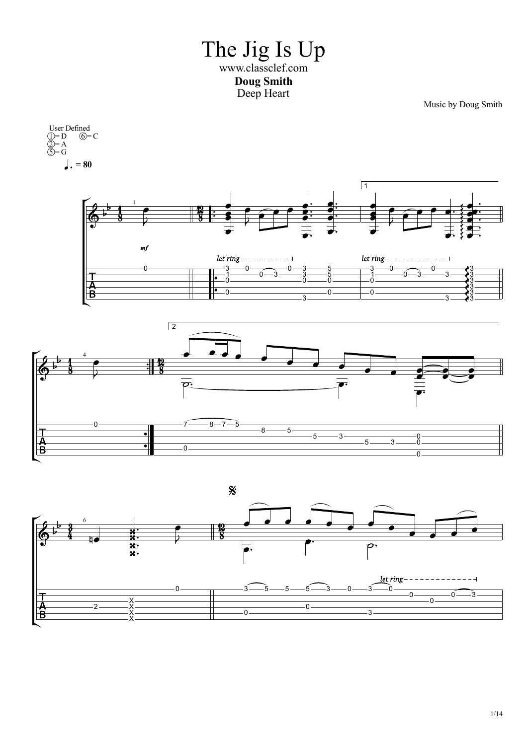# The Jig Is Up

www.classclef.com

**Doug Smith**

Deep Heart

Music by Doug Smith

User Defined
①= D ⑥= C
②= A
⑤= G

♩. = 80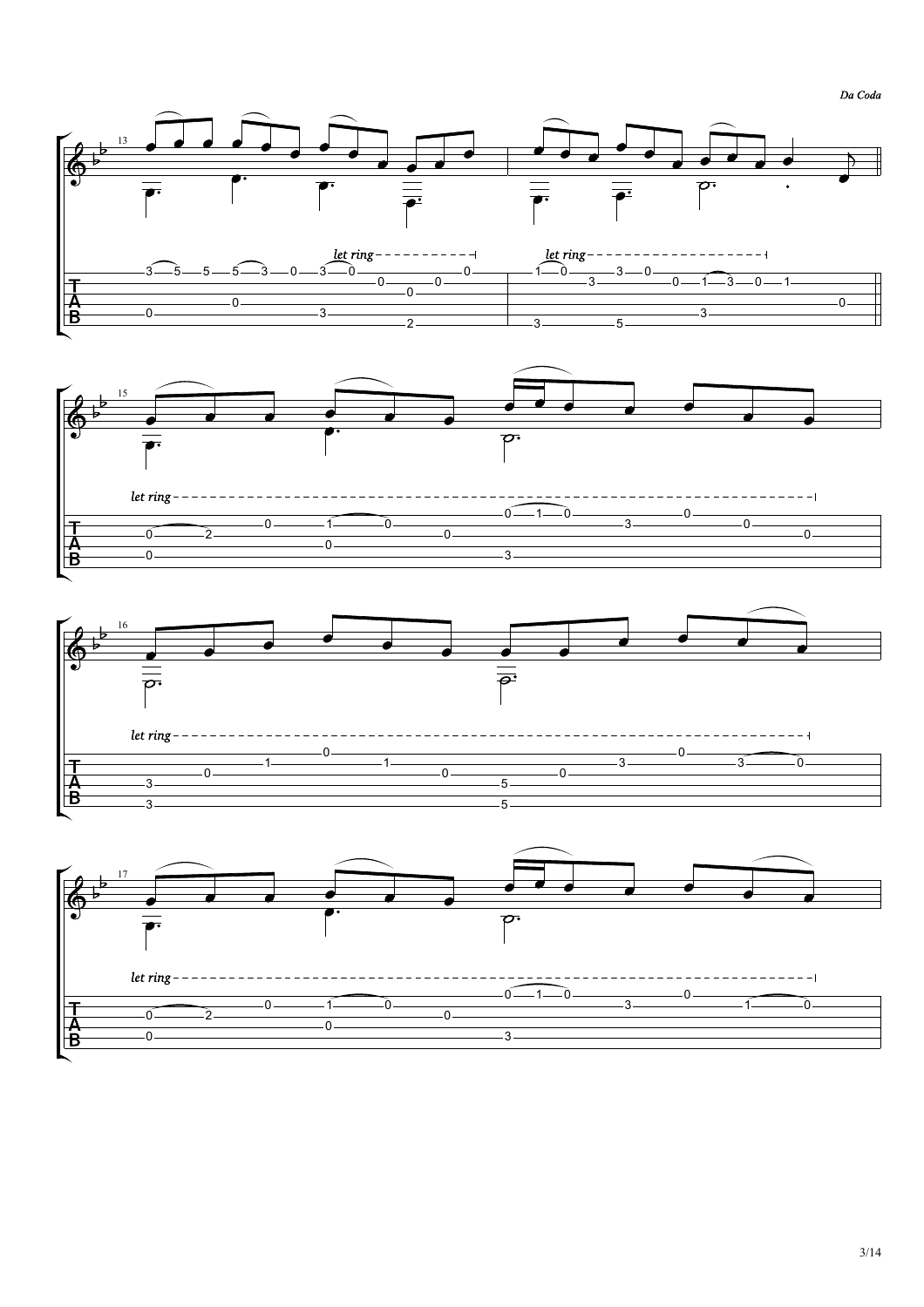*Da Coda*

*let ring*

*let ring*

*let ring*

*let ring*

*let ring*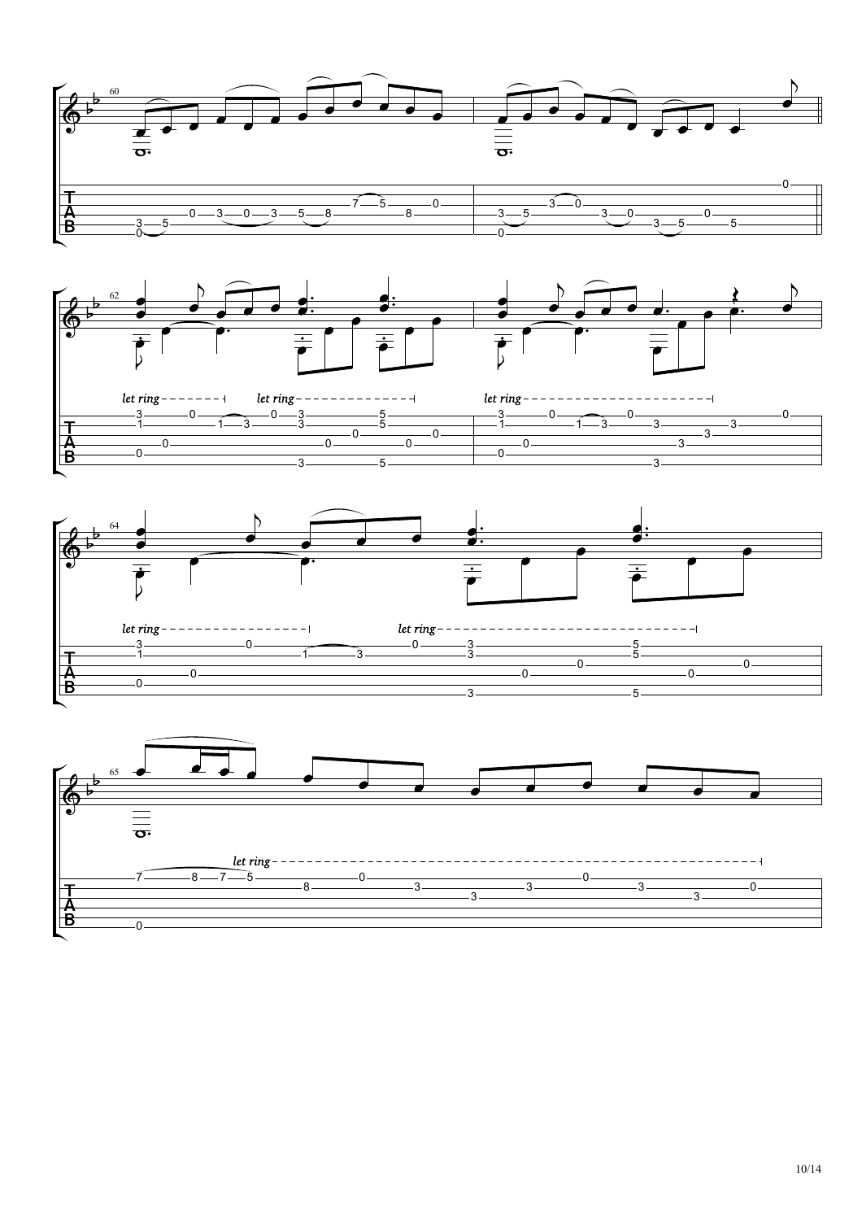60

let ring let ring

62

let ring

64

let ring let ring

65

let ring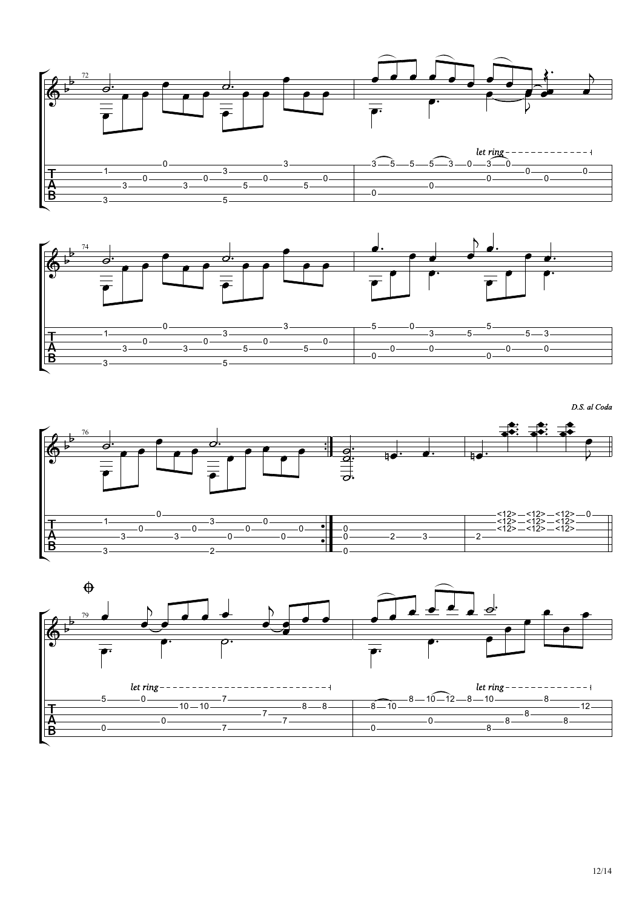*let ring*

*D.S. al Coda*

*let ring*

*let ring*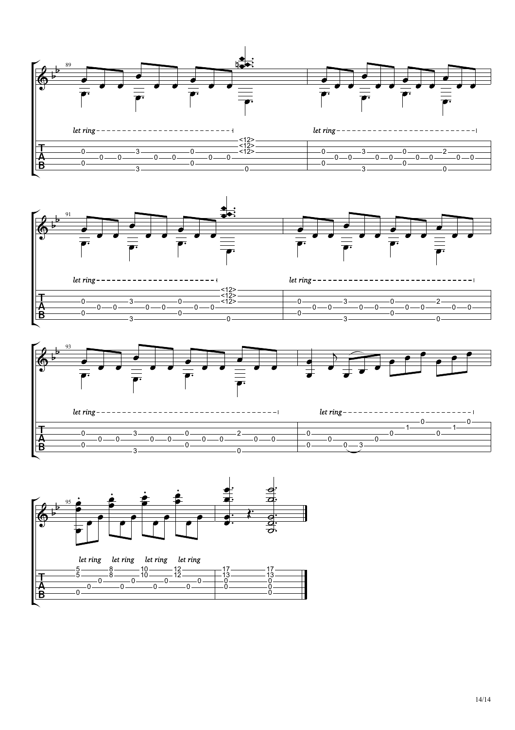89

*let ring*

*let ring*

91

*let ring*

*let ring*

93

*let ring*

*let ring*

95

*let ring* *let ring* *let ring* *let ring*